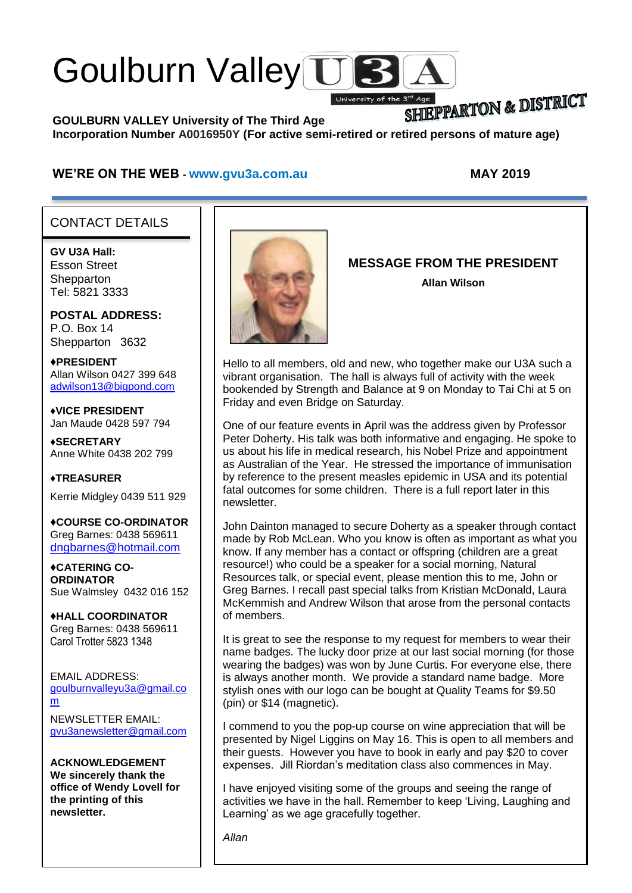# Goulburn Valley U3A

University of the 3rd Age

SHEPPARTON & DISTRICT

**GOULBURN VALLEY University of The Third Age**
**Incorporation Number A0016950Y (For active semi-retired or retired persons of mature age)**

**WE'RE ON THE WEB - www.gvu3a.com.au** **MAY 2019**

## CONTACT DETAILS

**GV U3A Hall:**
Esson Street
Shepparton
Tel: 5821 3333

**POSTAL ADDRESS:**
P.O. Box 14
Shepparton 3632

**♦PRESIDENT**
Allan Wilson 0427 399 648
adwilson13@bigpond.com

**♦VICE PRESIDENT**
Jan Maude 0428 597 794

**♦SECRETARY**
Anne White 0438 202 799

**♦TREASURER**
Kerrie Midgley 0439 511 929

**♦COURSE CO-ORDINATOR**
Greg Barnes: 0438 569611
dngbarnes@hotmail.com

**♦CATERING CO-ORDINATOR**
Sue Walmsley 0432 016 152

**♦HALL COORDINATOR**
Greg Barnes: 0438 569611
Carol Trotter 5823 1348

EMAIL ADDRESS:
goulburnvalleyu3a@gmail.com

NEWSLETTER EMAIL:
gvu3anewsletter@gmail.com

**ACKNOWLEDGEMENT**
**We sincerely thank the office of Wendy Lovell for the printing of this newsletter.**

## MESSAGE FROM THE PRESIDENT

**Allan Wilson**

Hello to all members, old and new, who together make our U3A such a vibrant organisation. The hall is always full of activity with the week bookended by Strength and Balance at 9 on Monday to Tai Chi at 5 on Friday and even Bridge on Saturday.

One of our feature events in April was the address given by Professor Peter Doherty. His talk was both informative and engaging. He spoke to us about his life in medical research, his Nobel Prize and appointment as Australian of the Year. He stressed the importance of immunisation by reference to the present measles epidemic in USA and its potential fatal outcomes for some children. There is a full report later in this newsletter.

John Dainton managed to secure Doherty as a speaker through contact made by Rob McLean. Who you know is often as important as what you know. If any member has a contact or offspring (children are a great resource!) who could be a speaker for a social morning, Natural Resources talk, or special event, please mention this to me, John or Greg Barnes. I recall past special talks from Kristian McDonald, Laura McKemmish and Andrew Wilson that arose from the personal contacts of members.

It is great to see the response to my request for members to wear their name badges. The lucky door prize at our last social morning (for those wearing the badges) was won by June Curtis. For everyone else, there is always another month. We provide a standard name badge. More stylish ones with our logo can be bought at Quality Teams for $9.50 (pin) or $14 (magnetic).

I commend to you the pop-up course on wine appreciation that will be presented by Nigel Liggins on May 16. This is open to all members and their guests. However you have to book in early and pay $20 to cover expenses. Jill Riordan's meditation class also commences in May.

I have enjoyed visiting some of the groups and seeing the range of activities we have in the hall. Remember to keep 'Living, Laughing and Learning' as we age gracefully together.

*Allan*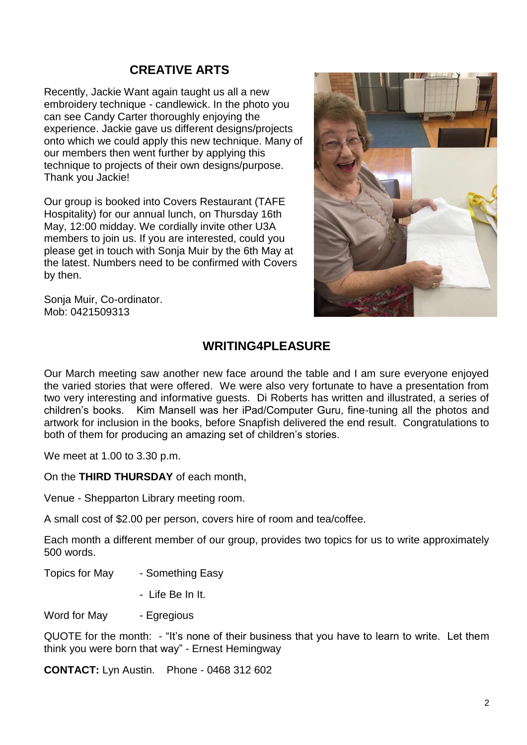## CREATIVE ARTS

Recently, Jackie Want again taught us all a new embroidery technique - candlewick. In the photo you can see Candy Carter thoroughly enjoying the experience. Jackie gave us different designs/projects onto which we could apply this new technique. Many of our members then went further by applying this technique to projects of their own designs/purpose. Thank you Jackie!

Our group is booked into Covers Restaurant (TAFE Hospitality) for our annual lunch, on Thursday 16th May, 12:00 midday. We cordially invite other U3A members to join us. If you are interested, could you please get in touch with Sonja Muir by the 6th May at the latest. Numbers need to be confirmed with Covers by then.

Sonja Muir, Co-ordinator.
Mob: 0421509313

## WRITING4PLEASURE

Our March meeting saw another new face around the table and I am sure everyone enjoyed the varied stories that were offered. We were also very fortunate to have a presentation from two very interesting and informative guests. Di Roberts has written and illustrated, a series of children's books. Kim Mansell was her iPad/Computer Guru, fine-tuning all the photos and artwork for inclusion in the books, before Snapfish delivered the end result. Congratulations to both of them for producing an amazing set of children's stories.

We meet at 1.00 to 3.30 p.m.

On the **THIRD THURSDAY** of each month,

Venue - Shepparton Library meeting room.

A small cost of $2.00 per person, covers hire of room and tea/coffee.

Each month a different member of our group, provides two topics for us to write approximately 500 words.

Topics for May - Something Easy

- Life Be In It.

Word for May - Egregious

QUOTE for the month: - "It's none of their business that you have to learn to write. Let them think you were born that way" - Ernest Hemingway

**CONTACT:** Lyn Austin. Phone - 0468 312 602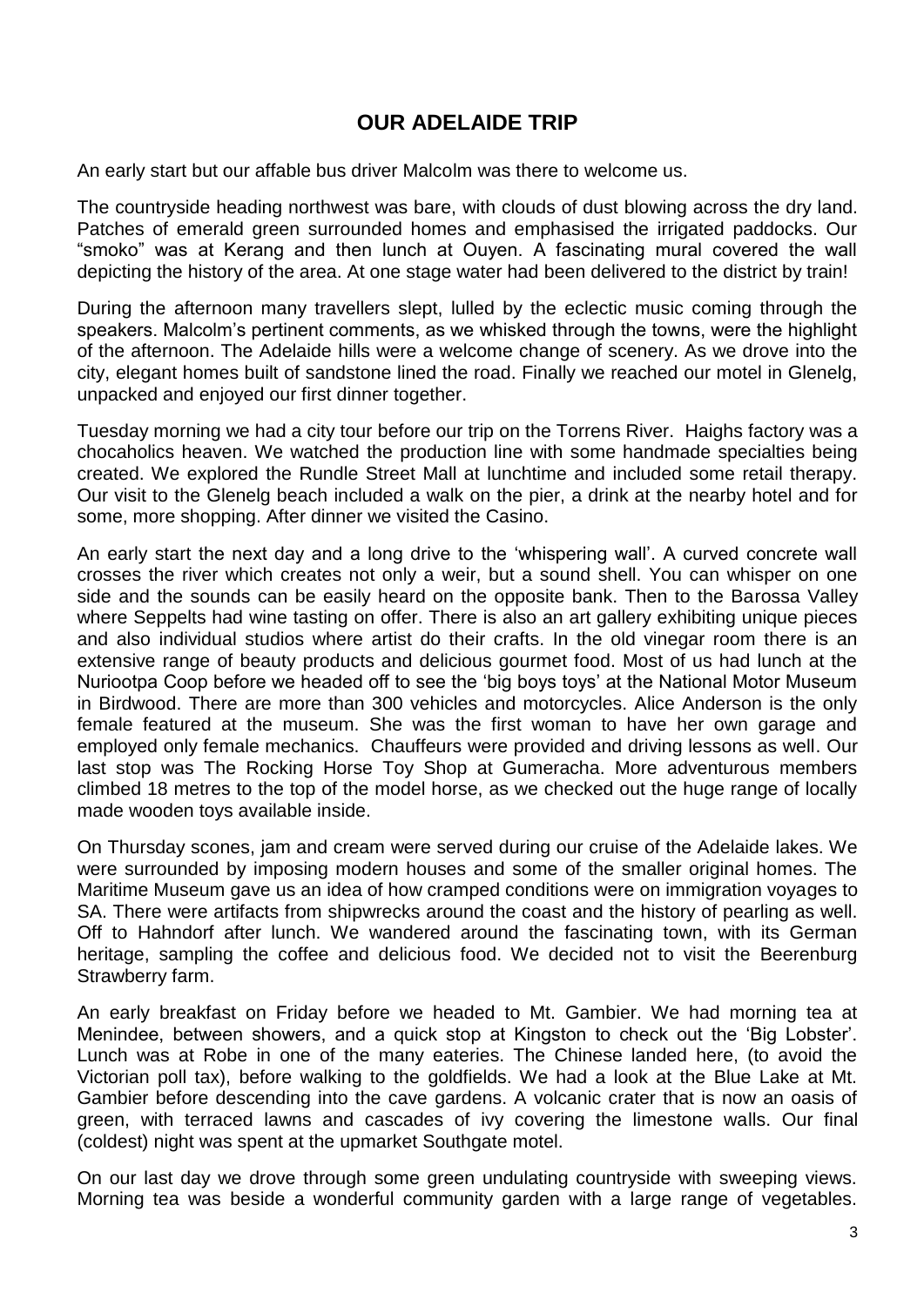## OUR ADELAIDE TRIP

An early start but our affable bus driver Malcolm was there to welcome us.

The countryside heading northwest was bare, with clouds of dust blowing across the dry land. Patches of emerald green surrounded homes and emphasised the irrigated paddocks. Our "smoko" was at Kerang and then lunch at Ouyen. A fascinating mural covered the wall depicting the history of the area. At one stage water had been delivered to the district by train!

During the afternoon many travellers slept, lulled by the eclectic music coming through the speakers. Malcolm's pertinent comments, as we whisked through the towns, were the highlight of the afternoon. The Adelaide hills were a welcome change of scenery. As we drove into the city, elegant homes built of sandstone lined the road. Finally we reached our motel in Glenelg, unpacked and enjoyed our first dinner together.

Tuesday morning we had a city tour before our trip on the Torrens River. Haighs factory was a chocaholics heaven. We watched the production line with some handmade specialties being created. We explored the Rundle Street Mall at lunchtime and included some retail therapy. Our visit to the Glenelg beach included a walk on the pier, a drink at the nearby hotel and for some, more shopping. After dinner we visited the Casino.

An early start the next day and a long drive to the 'whispering wall'. A curved concrete wall crosses the river which creates not only a weir, but a sound shell. You can whisper on one side and the sounds can be easily heard on the opposite bank. Then to the Barossa Valley where Seppelts had wine tasting on offer. There is also an art gallery exhibiting unique pieces and also individual studios where artist do their crafts. In the old vinegar room there is an extensive range of beauty products and delicious gourmet food. Most of us had lunch at the Nuriootpa Coop before we headed off to see the 'big boys toys' at the National Motor Museum in Birdwood. There are more than 300 vehicles and motorcycles. Alice Anderson is the only female featured at the museum. She was the first woman to have her own garage and employed only female mechanics. Chauffeurs were provided and driving lessons as well. Our last stop was The Rocking Horse Toy Shop at Gumeracha. More adventurous members climbed 18 metres to the top of the model horse, as we checked out the huge range of locally made wooden toys available inside.

On Thursday scones, jam and cream were served during our cruise of the Adelaide lakes. We were surrounded by imposing modern houses and some of the smaller original homes. The Maritime Museum gave us an idea of how cramped conditions were on immigration voyages to SA. There were artifacts from shipwrecks around the coast and the history of pearling as well. Off to Hahndorf after lunch. We wandered around the fascinating town, with its German heritage, sampling the coffee and delicious food. We decided not to visit the Beerenburg Strawberry farm.

An early breakfast on Friday before we headed to Mt. Gambier. We had morning tea at Menindee, between showers, and a quick stop at Kingston to check out the 'Big Lobster'. Lunch was at Robe in one of the many eateries. The Chinese landed here, (to avoid the Victorian poll tax), before walking to the goldfields. We had a look at the Blue Lake at Mt. Gambier before descending into the cave gardens. A volcanic crater that is now an oasis of green, with terraced lawns and cascades of ivy covering the limestone walls. Our final (coldest) night was spent at the upmarket Southgate motel.

On our last day we drove through some green undulating countryside with sweeping views. Morning tea was beside a wonderful community garden with a large range of vegetables.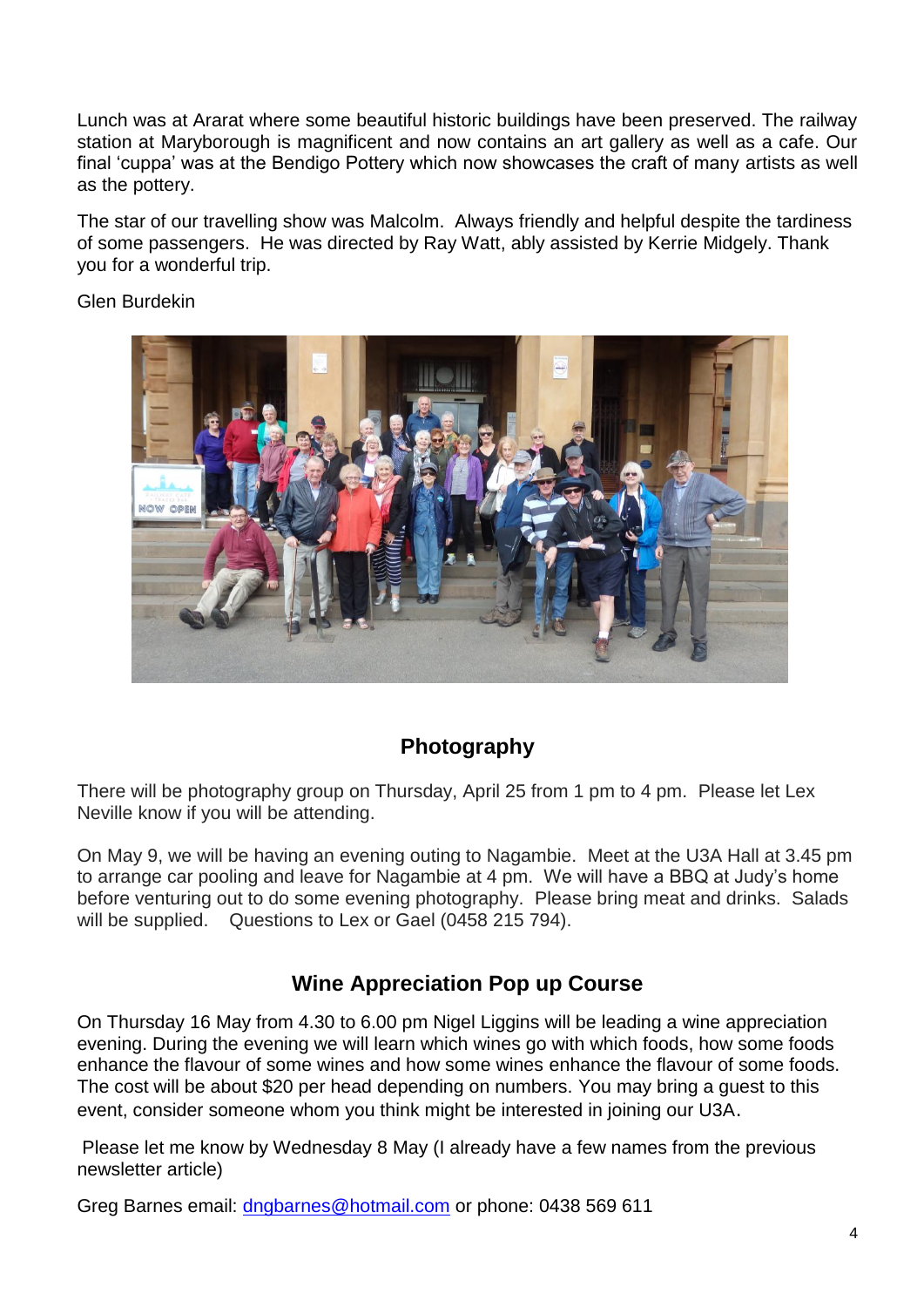Lunch was at Ararat where some beautiful historic buildings have been preserved. The railway station at Maryborough is magnificent and now contains an art gallery as well as a cafe. Our final 'cuppa' was at the Bendigo Pottery which now showcases the craft of many artists as well as the pottery.

The star of our travelling show was Malcolm. Always friendly and helpful despite the tardiness of some passengers. He was directed by Ray Watt, ably assisted by Kerrie Midgely. Thank you for a wonderful trip.

Glen Burdekin

## Photography

There will be photography group on Thursday, April 25 from 1 pm to 4 pm. Please let Lex Neville know if you will be attending.

On May 9, we will be having an evening outing to Nagambie. Meet at the U3A Hall at 3.45 pm to arrange car pooling and leave for Nagambie at 4 pm. We will have a BBQ at Judy's home before venturing out to do some evening photography. Please bring meat and drinks. Salads will be supplied. Questions to Lex or Gael (0458 215 794).

## Wine Appreciation Pop up Course

On Thursday 16 May from 4.30 to 6.00 pm Nigel Liggins will be leading a wine appreciation evening. During the evening we will learn which wines go with which foods, how some foods enhance the flavour of some wines and how some wines enhance the flavour of some foods. The cost will be about $20 per head depending on numbers. You may bring a guest to this event, consider someone whom you think might be interested in joining our U3A.

Please let me know by Wednesday 8 May (I already have a few names from the previous newsletter article)

Greg Barnes email: dngbarnes@hotmail.com or phone: 0438 569 611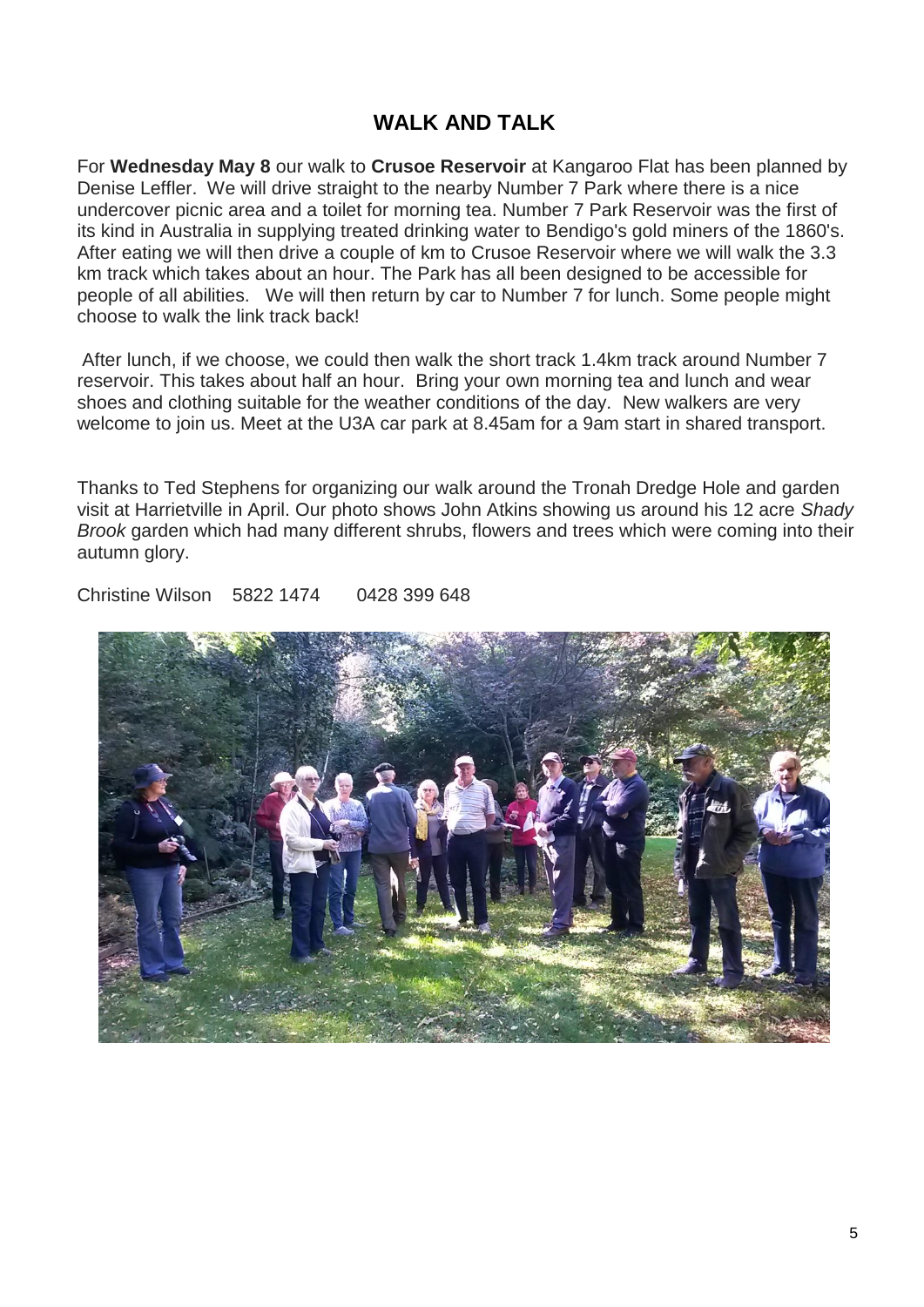## WALK AND TALK

For **Wednesday May 8** our walk to **Crusoe Reservoir** at Kangaroo Flat has been planned by Denise Leffler. We will drive straight to the nearby Number 7 Park where there is a nice undercover picnic area and a toilet for morning tea. Number 7 Park Reservoir was the first of its kind in Australia in supplying treated drinking water to Bendigo's gold miners of the 1860's. After eating we will then drive a couple of km to Crusoe Reservoir where we will walk the 3.3 km track which takes about an hour. The Park has all been designed to be accessible for people of all abilities. We will then return by car to Number 7 for lunch. Some people might choose to walk the link track back!

After lunch, if we choose, we could then walk the short track 1.4km track around Number 7 reservoir. This takes about half an hour. Bring your own morning tea and lunch and wear shoes and clothing suitable for the weather conditions of the day. New walkers are very welcome to join us. Meet at the U3A car park at 8.45am for a 9am start in shared transport.

Thanks to Ted Stephens for organizing our walk around the Tronah Dredge Hole and garden visit at Harrietville in April. Our photo shows John Atkins showing us around his 12 acre *Shady Brook* garden which had many different shrubs, flowers and trees which were coming into their autumn glory.

Christine Wilson 5822 1474 0428 399 648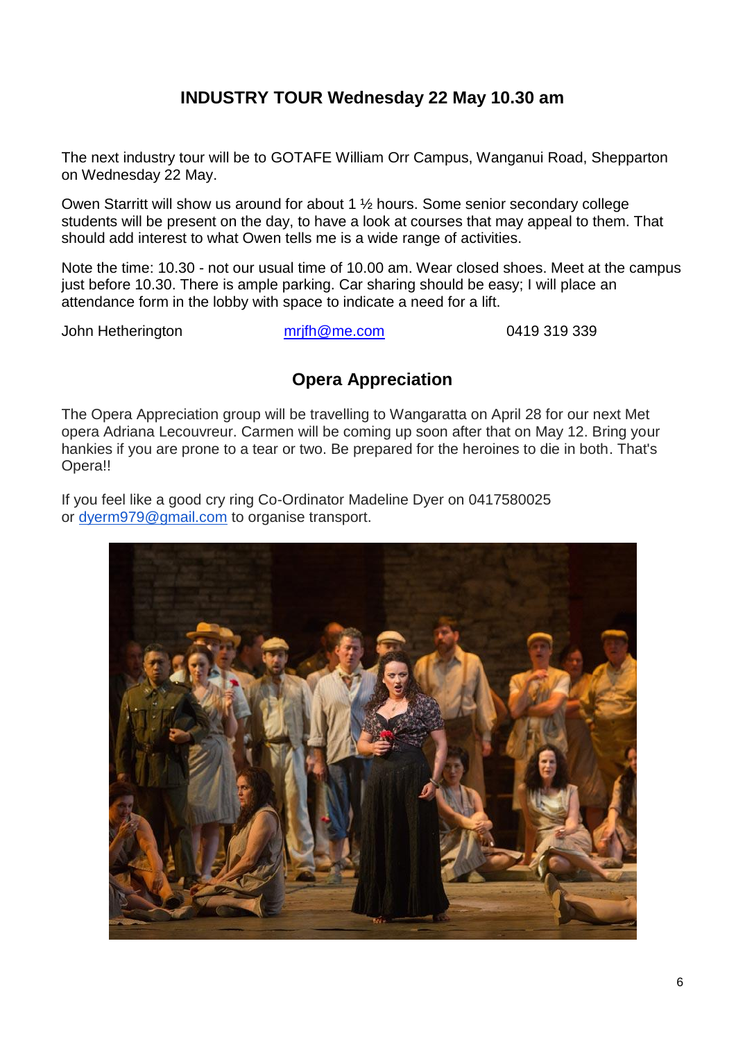## INDUSTRY TOUR Wednesday 22 May 10.30 am

The next industry tour will be to GOTAFE William Orr Campus, Wanganui Road, Shepparton on Wednesday 22 May.

Owen Starritt will show us around for about 1 ½ hours. Some senior secondary college students will be present on the day, to have a look at courses that may appeal to them. That should add interest to what Owen tells me is a wide range of activities.

Note the time: 10.30 - not our usual time of 10.00 am. Wear closed shoes. Meet at the campus just before 10.30. There is ample parking. Car sharing should be easy; I will place an attendance form in the lobby with space to indicate a need for a lift.

John Hetherington mrjfh@me.com 0419 319 339

## Opera Appreciation

The Opera Appreciation group will be travelling to Wangaratta on April 28 for our next Met opera Adriana Lecouvreur. Carmen will be coming up soon after that on May 12. Bring your hankies if you are prone to a tear or two. Be prepared for the heroines to die in both. That's Opera!!

If you feel like a good cry ring Co-Ordinator Madeline Dyer on 0417580025 or dyerm979@gmail.com to organise transport.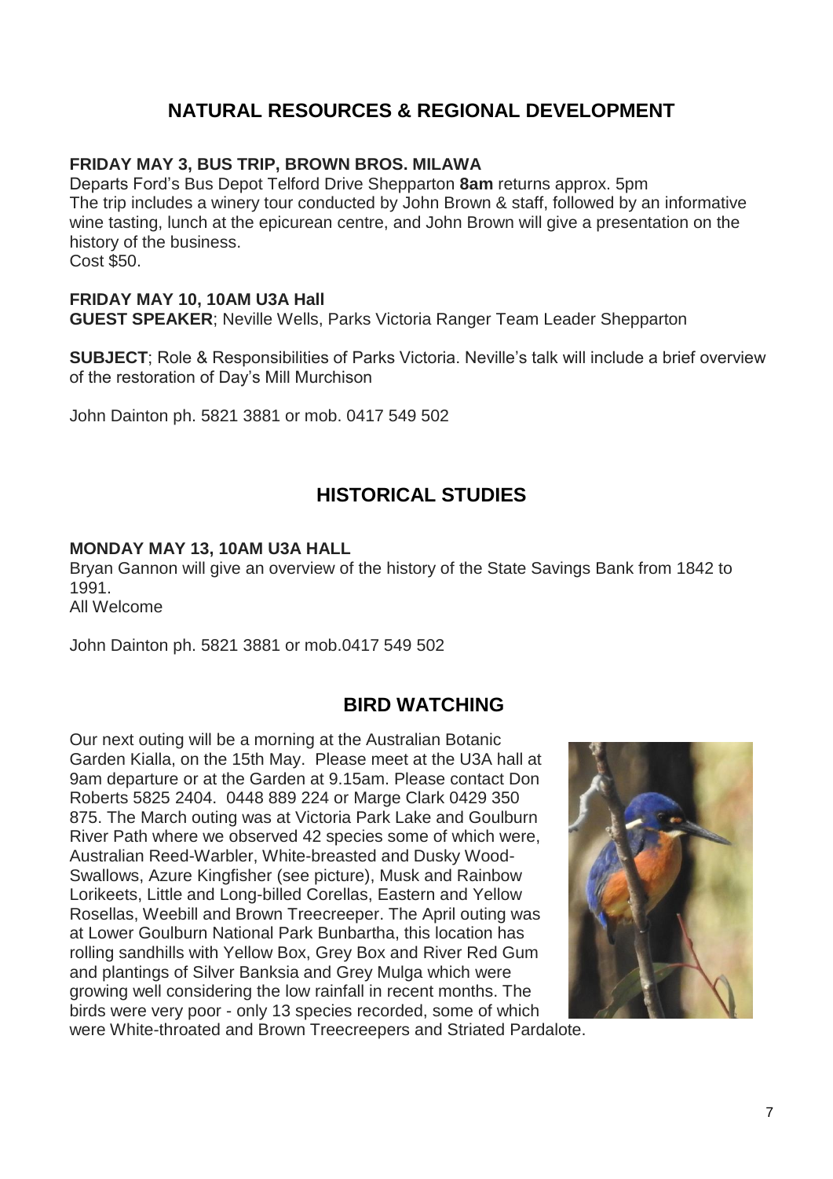## NATURAL RESOURCES & REGIONAL DEVELOPMENT

**FRIDAY MAY 3, BUS TRIP, BROWN BROS. MILAWA**

Departs Ford's Bus Depot Telford Drive Shepparton **8am** returns approx. 5pm
The trip includes a winery tour conducted by John Brown & staff, followed by an informative wine tasting, lunch at the epicurean centre, and John Brown will give a presentation on the history of the business.
Cost $50.

**FRIDAY MAY 10, 10AM U3A Hall**
**GUEST SPEAKER**; Neville Wells, Parks Victoria Ranger Team Leader Shepparton

**SUBJECT**; Role & Responsibilities of Parks Victoria. Neville's talk will include a brief overview of the restoration of Day's Mill Murchison

John Dainton ph. 5821 3881 or mob. 0417 549 502

## HISTORICAL STUDIES

**MONDAY MAY 13, 10AM U3A HALL**

Bryan Gannon will give an overview of the history of the State Savings Bank from 1842 to 1991.
All Welcome

John Dainton ph. 5821 3881 or mob.0417 549 502

## BIRD WATCHING

Our next outing will be a morning at the Australian Botanic Garden Kialla, on the 15th May. Please meet at the U3A hall at 9am departure or at the Garden at 9.15am. Please contact Don Roberts 5825 2404. 0448 889 224 or Marge Clark 0429 350 875. The March outing was at Victoria Park Lake and Goulburn River Path where we observed 42 species some of which were, Australian Reed-Warbler, White-breasted and Dusky Wood-Swallows, Azure Kingfisher (see picture), Musk and Rainbow Lorikeets, Little and Long-billed Corellas, Eastern and Yellow Rosellas, Weebill and Brown Treecreeper. The April outing was at Lower Goulburn National Park Bunbartha, this location has rolling sandhills with Yellow Box, Grey Box and River Red Gum and plantings of Silver Banksia and Grey Mulga which were growing well considering the low rainfall in recent months. The birds were very poor - only 13 species recorded, some of which were White-throated and Brown Treecreepers and Striated Pardalote.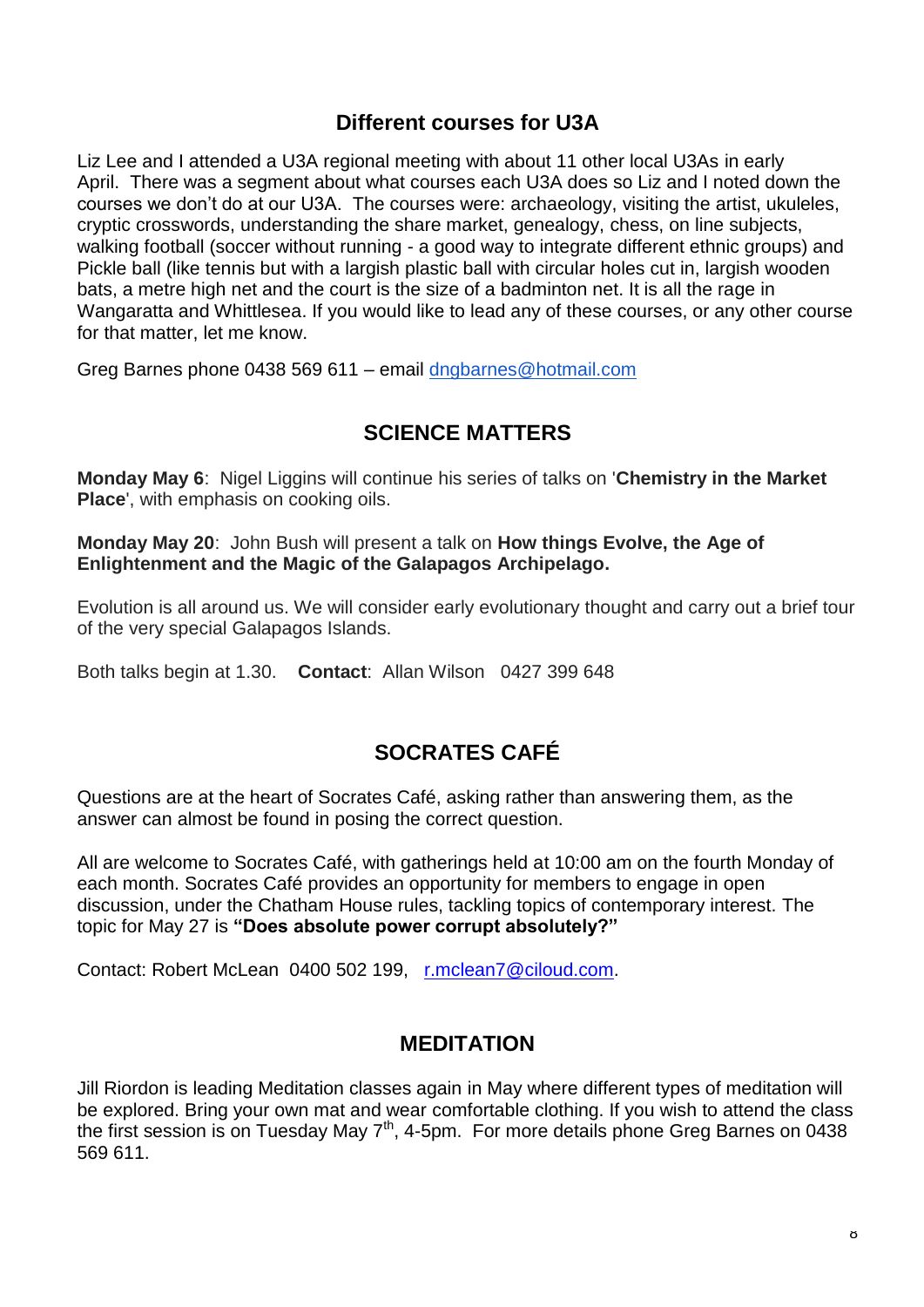## Different courses for U3A

Liz Lee and I attended a U3A regional meeting with about 11 other local U3As in early April. There was a segment about what courses each U3A does so Liz and I noted down the courses we don't do at our U3A. The courses were: archaeology, visiting the artist, ukuleles, cryptic crosswords, understanding the share market, genealogy, chess, on line subjects, walking football (soccer without running - a good way to integrate different ethnic groups) and Pickle ball (like tennis but with a largish plastic ball with circular holes cut in, largish wooden bats, a metre high net and the court is the size of a badminton net. It is all the rage in Wangaratta and Whittlesea. If you would like to lead any of these courses, or any other course for that matter, let me know.

Greg Barnes phone 0438 569 611 – email dngbarnes@hotmail.com

## SCIENCE MATTERS

**Monday May 6**: Nigel Liggins will continue his series of talks on '**Chemistry in the Market Place**', with emphasis on cooking oils.

**Monday May 20**: John Bush will present a talk on **How things Evolve, the Age of Enlightenment and the Magic of the Galapagos Archipelago.**

Evolution is all around us. We will consider early evolutionary thought and carry out a brief tour of the very special Galapagos Islands.

Both talks begin at 1.30. **Contact**: Allan Wilson 0427 399 648

## SOCRATES CAFÉ

Questions are at the heart of Socrates Café, asking rather than answering them, as the answer can almost be found in posing the correct question.

All are welcome to Socrates Café, with gatherings held at 10:00 am on the fourth Monday of each month. Socrates Café provides an opportunity for members to engage in open discussion, under the Chatham House rules, tackling topics of contemporary interest. The topic for May 27 is **"Does absolute power corrupt absolutely?"**

Contact: Robert McLean 0400 502 199, r.mclean7@ciloud.com.

## MEDITATION

Jill Riordon is leading Meditation classes again in May where different types of meditation will be explored. Bring your own mat and wear comfortable clothing. If you wish to attend the class the first session is on Tuesday May 7th, 4-5pm. For more details phone Greg Barnes on 0438 569 611.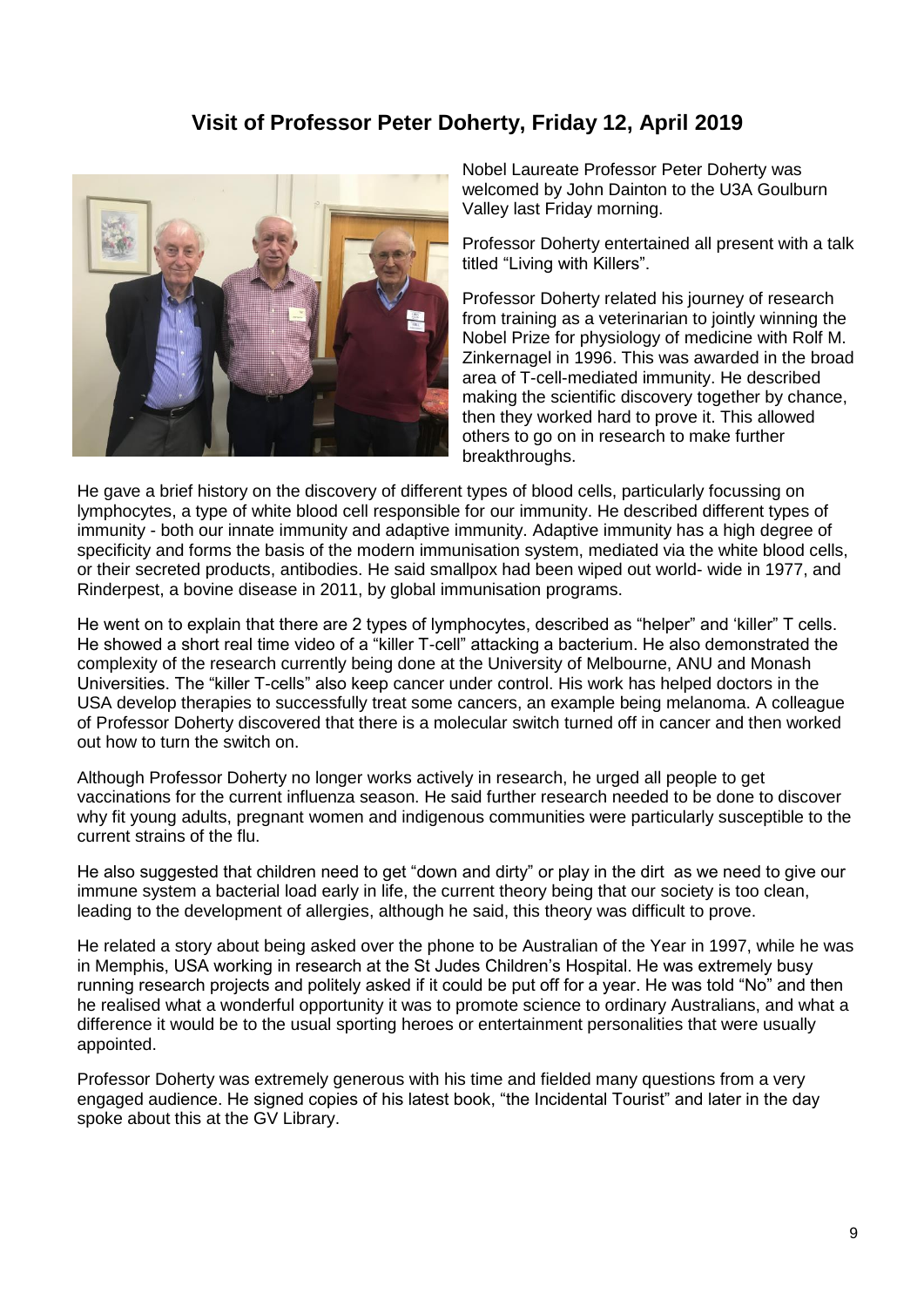## Visit of Professor Peter Doherty, Friday 12, April 2019

Nobel Laureate Professor Peter Doherty was welcomed by John Dainton to the U3A Goulburn Valley last Friday morning.

Professor Doherty entertained all present with a talk titled "Living with Killers".

Professor Doherty related his journey of research from training as a veterinarian to jointly winning the Nobel Prize for physiology of medicine with Rolf M. Zinkernagel in 1996. This was awarded in the broad area of T-cell-mediated immunity. He described making the scientific discovery together by chance, then they worked hard to prove it. This allowed others to go on in research to make further breakthroughs.

He gave a brief history on the discovery of different types of blood cells, particularly focussing on lymphocytes, a type of white blood cell responsible for our immunity. He described different types of immunity - both our innate immunity and adaptive immunity. Adaptive immunity has a high degree of specificity and forms the basis of the modern immunisation system, mediated via the white blood cells, or their secreted products, antibodies. He said smallpox had been wiped out world- wide in 1977, and Rinderpest, a bovine disease in 2011, by global immunisation programs.

He went on to explain that there are 2 types of lymphocytes, described as "helper" and 'killer" T cells. He showed a short real time video of a "killer T-cell" attacking a bacterium. He also demonstrated the complexity of the research currently being done at the University of Melbourne, ANU and Monash Universities. The "killer T-cells" also keep cancer under control. His work has helped doctors in the USA develop therapies to successfully treat some cancers, an example being melanoma. A colleague of Professor Doherty discovered that there is a molecular switch turned off in cancer and then worked out how to turn the switch on.

Although Professor Doherty no longer works actively in research, he urged all people to get vaccinations for the current influenza season. He said further research needed to be done to discover why fit young adults, pregnant women and indigenous communities were particularly susceptible to the current strains of the flu.

He also suggested that children need to get "down and dirty" or play in the dirt as we need to give our immune system a bacterial load early in life, the current theory being that our society is too clean, leading to the development of allergies, although he said, this theory was difficult to prove.

He related a story about being asked over the phone to be Australian of the Year in 1997, while he was in Memphis, USA working in research at the St Judes Children's Hospital. He was extremely busy running research projects and politely asked if it could be put off for a year. He was told "No" and then he realised what a wonderful opportunity it was to promote science to ordinary Australians, and what a difference it would be to the usual sporting heroes or entertainment personalities that were usually appointed.

Professor Doherty was extremely generous with his time and fielded many questions from a very engaged audience. He signed copies of his latest book, "the Incidental Tourist" and later in the day spoke about this at the GV Library.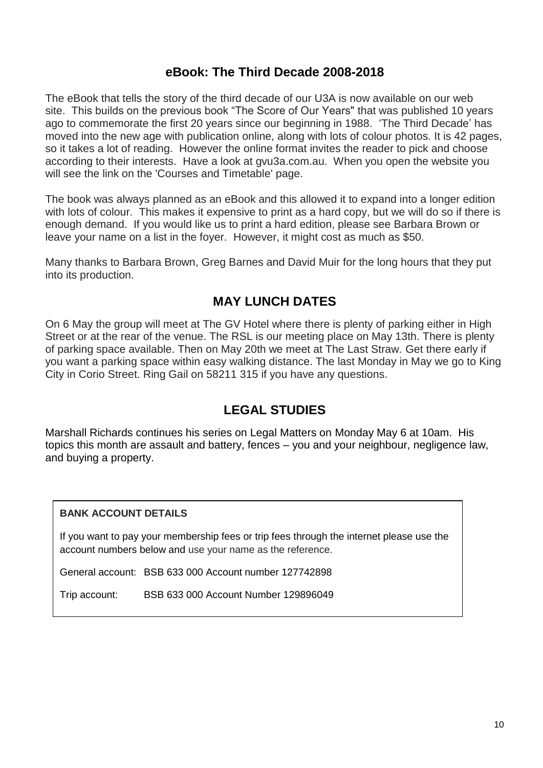## eBook: The Third Decade 2008-2018

The eBook that tells the story of the third decade of our U3A is now available on our web site. This builds on the previous book "The Score of Our Years" that was published 10 years ago to commemorate the first 20 years since our beginning in 1988. 'The Third Decade' has moved into the new age with publication online, along with lots of colour photos. It is 42 pages, so it takes a lot of reading. However the online format invites the reader to pick and choose according to their interests. Have a look at gvu3a.com.au. When you open the website you will see the link on the 'Courses and Timetable' page.

The book was always planned as an eBook and this allowed it to expand into a longer edition with lots of colour. This makes it expensive to print as a hard copy, but we will do so if there is enough demand. If you would like us to print a hard edition, please see Barbara Brown or leave your name on a list in the foyer. However, it might cost as much as $50.

Many thanks to Barbara Brown, Greg Barnes and David Muir for the long hours that they put into its production.

## MAY LUNCH DATES

On 6 May the group will meet at The GV Hotel where there is plenty of parking either in High Street or at the rear of the venue. The RSL is our meeting place on May 13th. There is plenty of parking space available. Then on May 20th we meet at The Last Straw. Get there early if you want a parking space within easy walking distance. The last Monday in May we go to King City in Corio Street. Ring Gail on 58211 315 if you have any questions.

## LEGAL STUDIES

Marshall Richards continues his series on Legal Matters on Monday May 6 at 10am. His topics this month are assault and battery, fences – you and your neighbour, negligence law, and buying a property.

**BANK ACCOUNT DETAILS**

If you want to pay your membership fees or trip fees through the internet please use the account numbers below and use your name as the reference.

General account: BSB 633 000 Account number 127742898

Trip account: BSB 633 000 Account Number 129896049